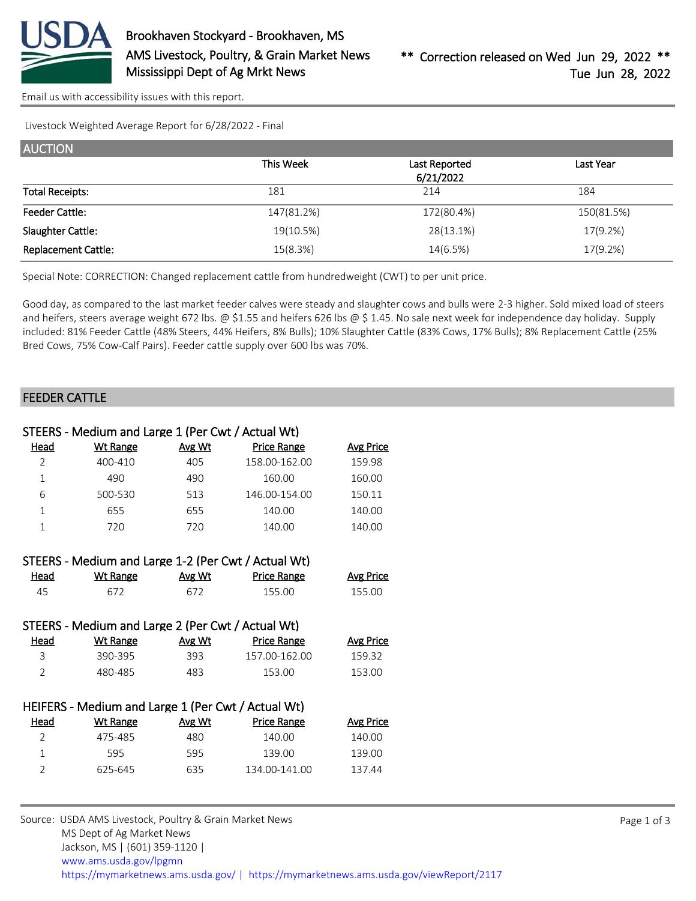Brookhaven Stockyard - Brookhaven, MS
AMS Livestock, Poultry, & Grain Market News
Mississippi Dept of Ag Mrkt News

** Correction released on Wed Jun 29, 2022 **
Tue Jun 28, 2022

Email us with accessibility issues with this report.

Livestock Weighted Average Report for 6/28/2022 - Final

## AUCTION

| | This Week | Last Reported 6/21/2022 | Last Year |
|---|---|---|---|
| Total Receipts: | 181 | 214 | 184 |
| Feeder Cattle: | 147(81.2%) | 172(80.4%) | 150(81.5%) |
| Slaughter Cattle: | 19(10.5%) | 28(13.1%) | 17(9.2%) |
| Replacement Cattle: | 15(8.3%) | 14(6.5%) | 17(9.2%) |

Special Note: CORRECTION: Changed replacement cattle from hundredweight (CWT) to per unit price.

Good day, as compared to the last market feeder calves were steady and slaughter cows and bulls were 2-3 higher. Sold mixed load of steers and heifers, steers average weight 672 lbs. @ $1.55 and heifers 626 lbs @ $ 1.45. No sale next week for independence day holiday. Supply included: 81% Feeder Cattle (48% Steers, 44% Heifers, 8% Bulls); 10% Slaughter Cattle (83% Cows, 17% Bulls); 8% Replacement Cattle (25% Bred Cows, 75% Cow-Calf Pairs). Feeder cattle supply over 600 lbs was 70%.

## FEEDER CATTLE

### STEERS - Medium and Large 1 (Per Cwt / Actual Wt)

| Head | Wt Range | Avg Wt | Price Range | Avg Price |
|---|---|---|---|---|
| 2 | 400-410 | 405 | 158.00-162.00 | 159.98 |
| 1 | 490 | 490 | 160.00 | 160.00 |
| 6 | 500-530 | 513 | 146.00-154.00 | 150.11 |
| 1 | 655 | 655 | 140.00 | 140.00 |
| 1 | 720 | 720 | 140.00 | 140.00 |

### STEERS - Medium and Large 1-2 (Per Cwt / Actual Wt)

| Head | Wt Range | Avg Wt | Price Range | Avg Price |
|---|---|---|---|---|
| 45 | 672 | 672 | 155.00 | 155.00 |

### STEERS - Medium and Large 2 (Per Cwt / Actual Wt)

| Head | Wt Range | Avg Wt | Price Range | Avg Price |
|---|---|---|---|---|
| 3 | 390-395 | 393 | 157.00-162.00 | 159.32 |
| 2 | 480-485 | 483 | 153.00 | 153.00 |

### HEIFERS - Medium and Large 1 (Per Cwt / Actual Wt)

| Head | Wt Range | Avg Wt | Price Range | Avg Price |
|---|---|---|---|---|
| 2 | 475-485 | 480 | 140.00 | 140.00 |
| 1 | 595 | 595 | 139.00 | 139.00 |
| 2 | 625-645 | 635 | 134.00-141.00 | 137.44 |

Source: USDA AMS Livestock, Poultry & Grain Market News
MS Dept of Ag Market News
Jackson, MS | (601) 359-1120 |
www.ams.usda.gov/lpgmn
https://mymarketnews.ams.usda.gov/ | https://mymarketnews.ams.usda.gov/viewReport/2117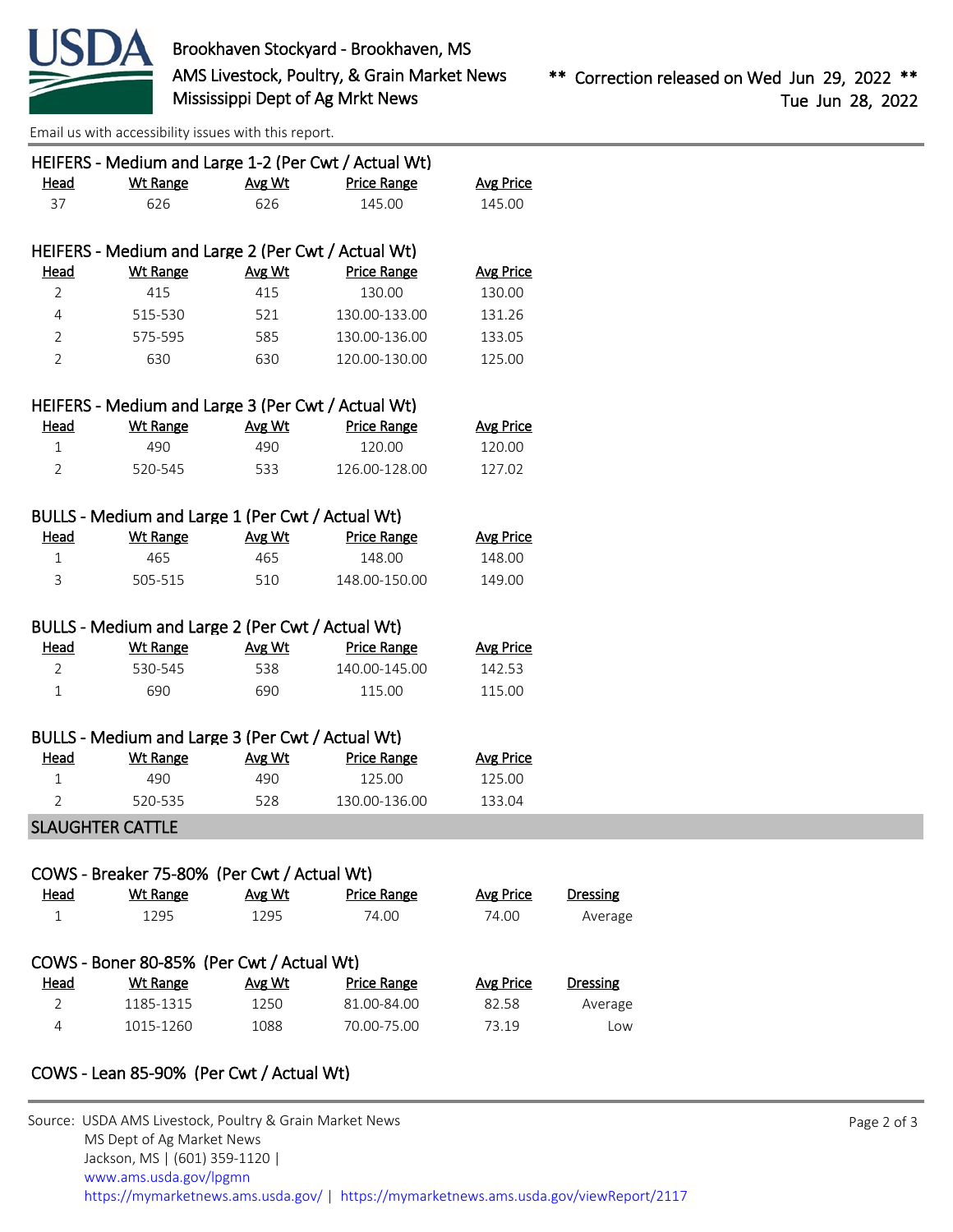Email us with accessibility issues with this report.

### HEIFERS - Medium and Large 1-2 (Per Cwt / Actual Wt)

| Head | Wt Range | Avg Wt | Price Range | Avg Price |
|---|---|---|---|---|
| 37 | 626 | 626 | 145.00 | 145.00 |

### HEIFERS - Medium and Large 2 (Per Cwt / Actual Wt)

| Head | Wt Range | Avg Wt | Price Range | Avg Price |
|---|---|---|---|---|
| 2 | 415 | 415 | 130.00 | 130.00 |
| 4 | 515-530 | 521 | 130.00-133.00 | 131.26 |
| 2 | 575-595 | 585 | 130.00-136.00 | 133.05 |
| 2 | 630 | 630 | 120.00-130.00 | 125.00 |

### HEIFERS - Medium and Large 3 (Per Cwt / Actual Wt)

| Head | Wt Range | Avg Wt | Price Range | Avg Price |
|---|---|---|---|---|
| 1 | 490 | 490 | 120.00 | 120.00 |
| 2 | 520-545 | 533 | 126.00-128.00 | 127.02 |

### BULLS - Medium and Large 1 (Per Cwt / Actual Wt)

| Head | Wt Range | Avg Wt | Price Range | Avg Price |
|---|---|---|---|---|
| 1 | 465 | 465 | 148.00 | 148.00 |
| 3 | 505-515 | 510 | 148.00-150.00 | 149.00 |

### BULLS - Medium and Large 2 (Per Cwt / Actual Wt)

| Head | Wt Range | Avg Wt | Price Range | Avg Price |
|---|---|---|---|---|
| 2 | 530-545 | 538 | 140.00-145.00 | 142.53 |
| 1 | 690 | 690 | 115.00 | 115.00 |

### BULLS - Medium and Large 3 (Per Cwt / Actual Wt)

| Head | Wt Range | Avg Wt | Price Range | Avg Price |
|---|---|---|---|---|
| 1 | 490 | 490 | 125.00 | 125.00 |
| 2 | 520-535 | 528 | 130.00-136.00 | 133.04 |

## SLAUGHTER CATTLE

### COWS - Breaker 75-80% (Per Cwt / Actual Wt)

| Head | Wt Range | Avg Wt | Price Range | Avg Price | Dressing |
|---|---|---|---|---|---|
| 1 | 1295 | 1295 | 74.00 | 74.00 | Average |

### COWS - Boner 80-85% (Per Cwt / Actual Wt)

| Head | Wt Range | Avg Wt | Price Range | Avg Price | Dressing |
|---|---|---|---|---|---|
| 2 | 1185-1315 | 1250 | 81.00-84.00 | 82.58 | Average |
| 4 | 1015-1260 | 1088 | 70.00-75.00 | 73.19 | Low |

### COWS - Lean 85-90% (Per Cwt / Actual Wt)

Source: USDA AMS Livestock, Poultry & Grain Market News
MS Dept of Ag Market News
Jackson, MS | (601) 359-1120 |
www.ams.usda.gov/lpgmn
https://mymarketnews.ams.usda.gov/ | https://mymarketnews.ams.usda.gov/viewReport/2117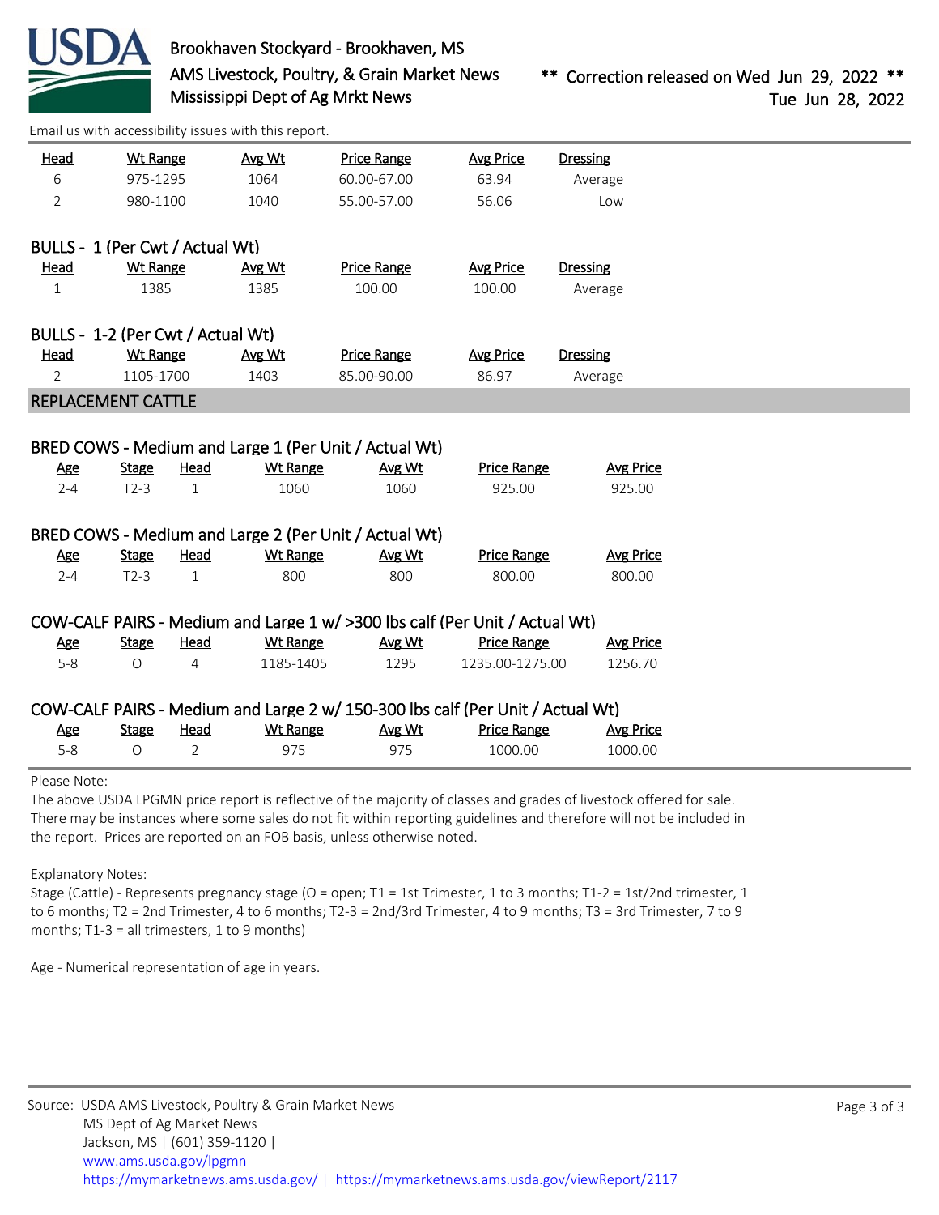| Head | Wt Range | Avg Wt | Price Range | Avg Price | Dressing |
|---|---|---|---|---|---|
| 6 | 975-1295 | 1064 | 60.00-67.00 | 63.94 | Average |
| 2 | 980-1100 | 1040 | 55.00-57.00 | 56.06 | Low |

### BULLS - 1 (Per Cwt / Actual Wt)

| Head | Wt Range | Avg Wt | Price Range | Avg Price | Dressing |
|---|---|---|---|---|---|
| 1 | 1385 | 1385 | 100.00 | 100.00 | Average |

### BULLS - 1-2 (Per Cwt / Actual Wt)

| Head | Wt Range | Avg Wt | Price Range | Avg Price | Dressing |
|---|---|---|---|---|---|
| 2 | 1105-1700 | 1403 | 85.00-90.00 | 86.97 | Average |

## REPLACEMENT CATTLE

### BRED COWS - Medium and Large 1 (Per Unit / Actual Wt)

| Age | Stage | Head | Wt Range | Avg Wt | Price Range | Avg Price |
|---|---|---|---|---|---|---|
| 2-4 | T2-3 | 1 | 1060 | 1060 | 925.00 | 925.00 |

### BRED COWS - Medium and Large 2 (Per Unit / Actual Wt)

| Age | Stage | Head | Wt Range | Avg Wt | Price Range | Avg Price |
|---|---|---|---|---|---|---|
| 2-4 | T2-3 | 1 | 800 | 800 | 800.00 | 800.00 |

### COW-CALF PAIRS - Medium and Large 1 w/ >300 lbs calf (Per Unit / Actual Wt)

| Age | Stage | Head | Wt Range | Avg Wt | Price Range | Avg Price |
|---|---|---|---|---|---|---|
| 5-8 | O | 4 | 1185-1405 | 1295 | 1235.00-1275.00 | 1256.70 |

### COW-CALF PAIRS - Medium and Large 2 w/ 150-300 lbs calf (Per Unit / Actual Wt)

| Age | Stage | Head | Wt Range | Avg Wt | Price Range | Avg Price |
|---|---|---|---|---|---|---|
| 5-8 | O | 2 | 975 | 975 | 1000.00 | 1000.00 |

Please Note:
The above USDA LPGMN price report is reflective of the majority of classes and grades of livestock offered for sale. There may be instances where some sales do not fit within reporting guidelines and therefore will not be included in the report. Prices are reported on an FOB basis, unless otherwise noted.

Explanatory Notes:
Stage (Cattle) - Represents pregnancy stage (O = open; T1 = 1st Trimester, 1 to 3 months; T1-2 = 1st/2nd trimester, 1 to 6 months; T2 = 2nd Trimester, 4 to 6 months; T2-3 = 2nd/3rd Trimester, 4 to 9 months; T3 = 3rd Trimester, 7 to 9 months; T1-3 = all trimesters, 1 to 9 months)

Age - Numerical representation of age in years.

Source: USDA AMS Livestock, Poultry & Grain Market News
MS Dept of Ag Market News
Jackson, MS | (601) 359-1120 |
www.ams.usda.gov/lpgmn
https://mymarketnews.ams.usda.gov/ | https://mymarketnews.ams.usda.gov/viewReport/2117